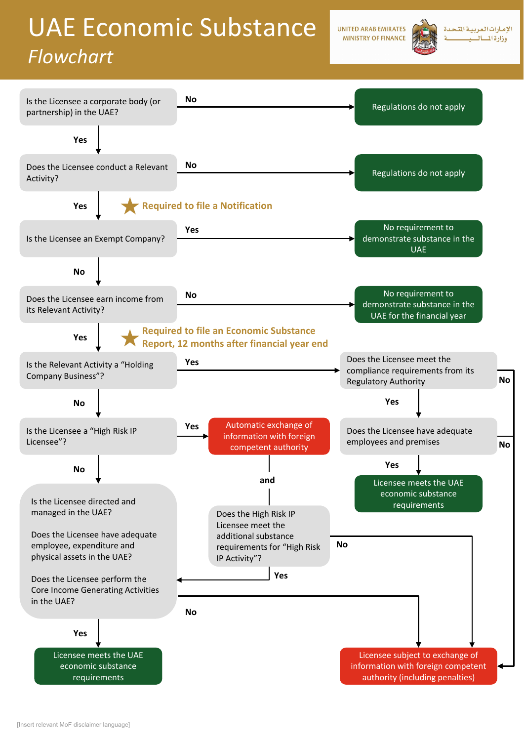# UAE Economic Substance

## *Flowchart*

UNITED ARAB EMIRATES
MINISTRY OF FINANCE

الإمارات العربية المتحدة
وزارة المالية

- **Is the Licensee a corporate body (or partnership) in the UAE?**
  - **No** → Regulations do not apply
  - **Yes** → Does the Licensee conduct a Relevant Activity?
- **Does the Licensee conduct a Relevant Activity?**
  - **No** → Regulations do not apply
  - **Yes** → ★ Required to file a Notification → Is the Licensee an Exempt Company?
- **Is the Licensee an Exempt Company?**
  - **Yes** → No requirement to demonstrate substance in the UAE
  - **No** → Does the Licensee earn income from its Relevant Activity?
- **Does the Licensee earn income from its Relevant Activity?**
  - **No** → No requirement to demonstrate substance in the UAE for the financial year
  - **Yes** → ★ Required to file an Economic Substance Report, 12 months after financial year end → Is the Relevant Activity a "Holding Company Business"?
- **Is the Relevant Activity a "Holding Company Business"?**
  - **Yes** → Does the Licensee meet the compliance requirements from its Regulatory Authority
    - **No** → Licensee subject to exchange of information with foreign competent authority (including penalties)
    - **Yes** → Does the Licensee have adequate employees and premises
      - **No** → Licensee subject to exchange of information with foreign competent authority (including penalties)
      - **Yes** → Licensee meets the UAE economic substance requirements
  - **No** → Is the Licensee a "High Risk IP Licensee"?
- **Is the Licensee a "High Risk IP Licensee"?**
  - **Yes** → Automatic exchange of information with foreign competent authority **and** Does the High Risk IP Licensee meet the additional substance requirements for "High Risk IP Activity"?
    - **No** → Licensee subject to exchange of information with foreign competent authority (including penalties)
    - **Yes** → Is the Licensee directed and managed in the UAE? ...
  - **No** → Is the Licensee directed and managed in the UAE? / Does the Licensee have adequate employee, expenditure and physical assets in the UAE? / Does the Licensee perform the Core Income Generating Activities in the UAE?
- **Is the Licensee directed and managed in the UAE? Does the Licensee have adequate employee, expenditure and physical assets in the UAE? Does the Licensee perform the Core Income Generating Activities in the UAE?**
  - **No** → Licensee subject to exchange of information with foreign competent authority (including penalties)
  - **Yes** → Licensee meets the UAE economic substance requirements

[Insert relevant MoF disclaimer language]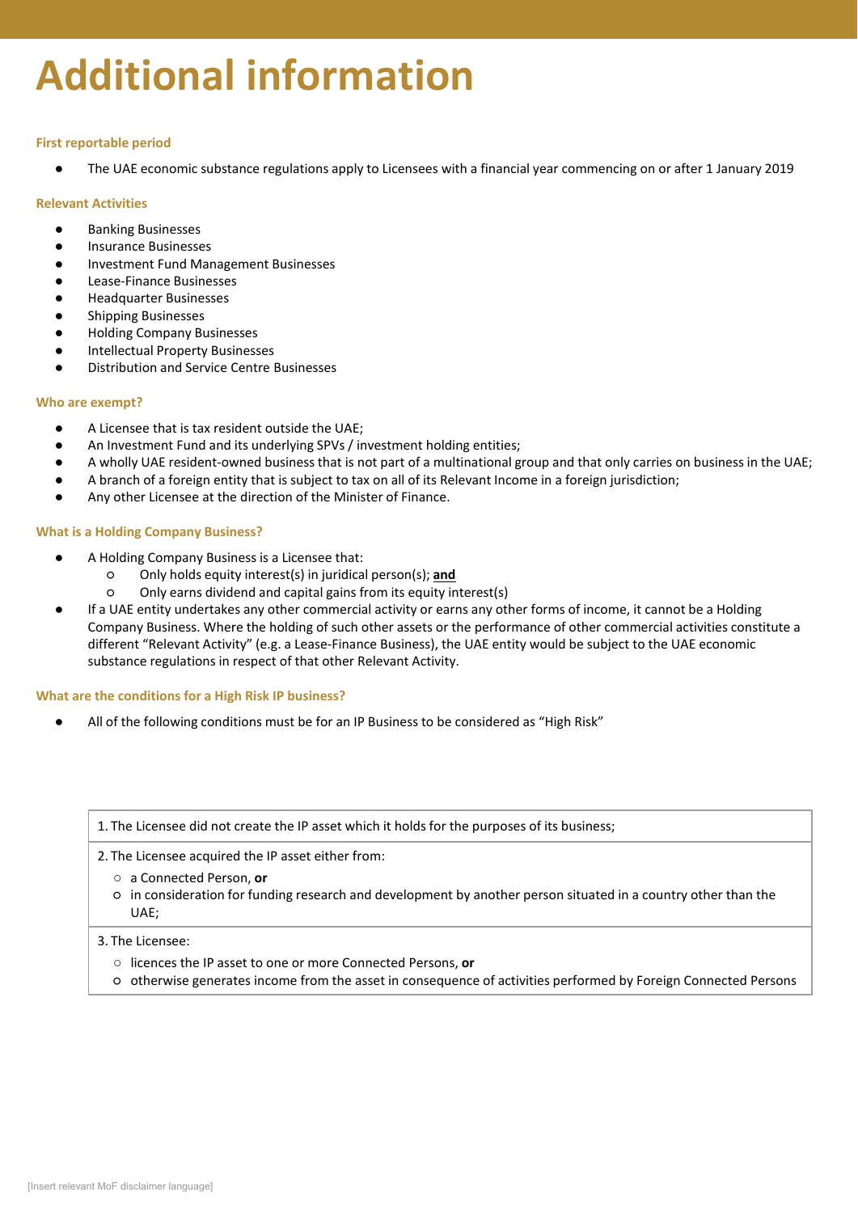# Additional information

### First reportable period

- The UAE economic substance regulations apply to Licensees with a financial year commencing on or after 1 January 2019

### Relevant Activities

- Banking Businesses
- Insurance Businesses
- Investment Fund Management Businesses
- Lease-Finance Businesses
- Headquarter Businesses
- Shipping Businesses
- Holding Company Businesses
- Intellectual Property Businesses
- Distribution and Service Centre Businesses

### Who are exempt?

- A Licensee that is tax resident outside the UAE;
- An Investment Fund and its underlying SPVs / investment holding entities;
- A wholly UAE resident-owned business that is not part of a multinational group and that only carries on business in the UAE;
- A branch of a foreign entity that is subject to tax on all of its Relevant Income in a foreign jurisdiction;
- Any other Licensee at the direction of the Minister of Finance.

### What is a Holding Company Business?

- A Holding Company Business is a Licensee that:
  - Only holds equity interest(s) in juridical person(s); **and**
  - Only earns dividend and capital gains from its equity interest(s)
- If a UAE entity undertakes any other commercial activity or earns any other forms of income, it cannot be a Holding Company Business. Where the holding of such other assets or the performance of other commercial activities constitute a different "Relevant Activity" (e.g. a Lease-Finance Business), the UAE entity would be subject to the UAE economic substance regulations in respect of that other Relevant Activity.

### What are the conditions for a High Risk IP business?

- All of the following conditions must be for an IP Business to be considered as "High Risk"

| |
|---|
| 1. The Licensee did not create the IP asset which it holds for the purposes of its business; |
| 2. The Licensee acquired the IP asset either from:<br>○ a Connected Person, **or**<br>○ in consideration for funding research and development by another person situated in a country other than the UAE; |
| 3. The Licensee:<br>○ licences the IP asset to one or more Connected Persons, **or**<br>○ otherwise generates income from the asset in consequence of activities performed by Foreign Connected Persons |

[Insert relevant MoF disclaimer language]